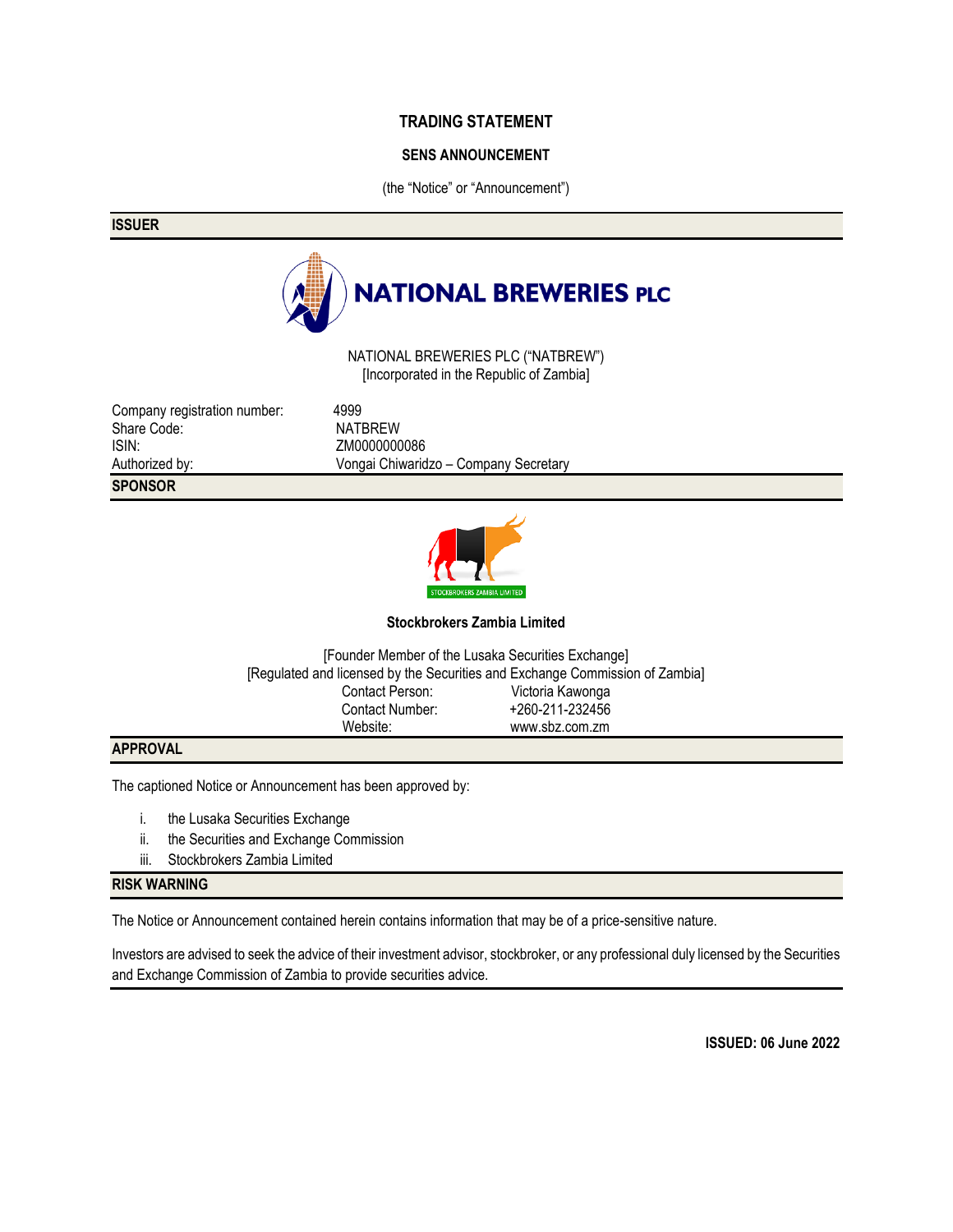# TRADING STATEMENT

## SENS ANNOUNCEMENT

(the "Notice" or "Announcement")

### ISSUER

NATIONAL BREWERIES PLC

NATIONAL BREWERIES PLC ("NATBREW")
[Incorporated in the Republic of Zambia]

| | |
|---|---|
| Company registration number: | 4999 |
| Share Code: | NATBREW |
| ISIN: | ZM0000000086 |
| Authorized by: | Vongai Chiwaridzo – Company Secretary |

### SPONSOR

STOCKBROKERS ZAMBIA LIMITED

**Stockbrokers Zambia Limited**

[Founder Member of the Lusaka Securities Exchange]
[Regulated and licensed by the Securities and Exchange Commission of Zambia]

| | |
|---|---|
| Contact Person: | Victoria Kawonga |
| Contact Number: | +260-211-232456 |
| Website: | www.sbz.com.zm |

### APPROVAL

The captioned Notice or Announcement has been approved by:

i. the Lusaka Securities Exchange
ii. the Securities and Exchange Commission
iii. Stockbrokers Zambia Limited

### RISK WARNING

The Notice or Announcement contained herein contains information that may be of a price-sensitive nature.

Investors are advised to seek the advice of their investment advisor, stockbroker, or any professional duly licensed by the Securities and Exchange Commission of Zambia to provide securities advice.

**ISSUED: 06 June 2022**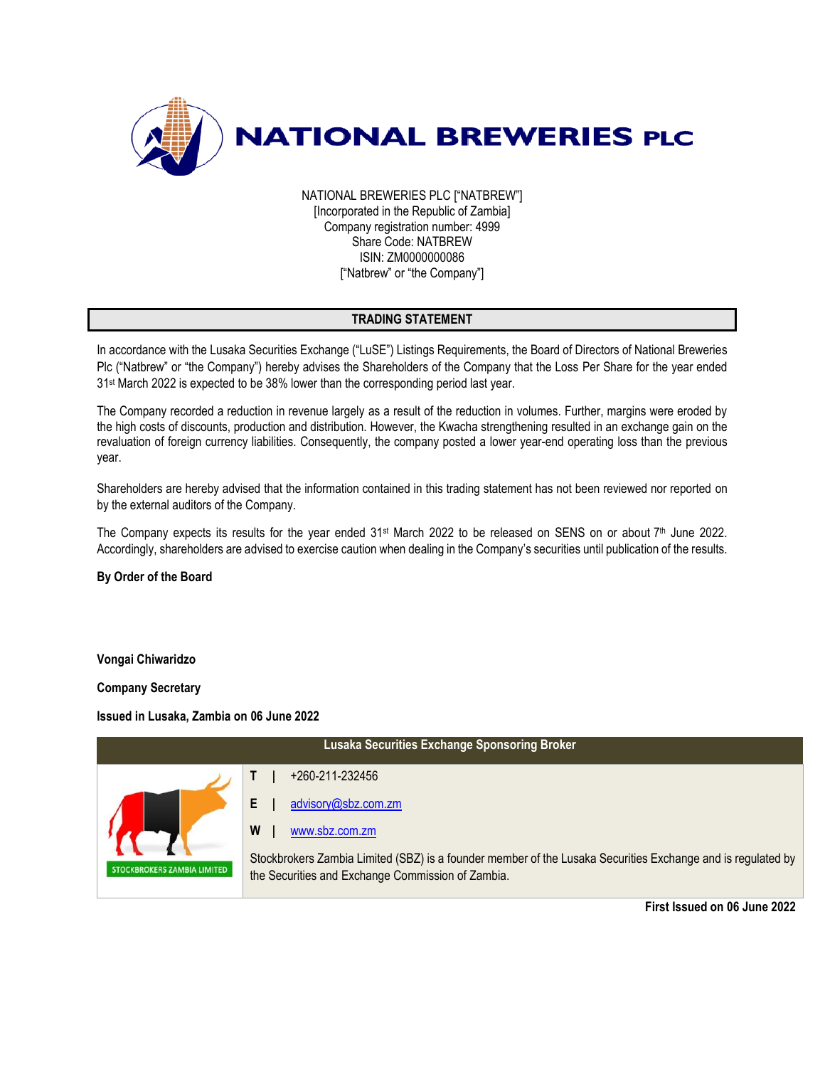# NATIONAL BREWERIES PLC

NATIONAL BREWERIES PLC ["NATBREW"]
[Incorporated in the Republic of Zambia]
Company registration number: 4999
Share Code: NATBREW
ISIN: ZM0000000086
["Natbrew" or "the Company"]

## TRADING STATEMENT

In accordance with the Lusaka Securities Exchange ("LuSE") Listings Requirements, the Board of Directors of National Breweries Plc ("Natbrew" or "the Company") hereby advises the Shareholders of the Company that the Loss Per Share for the year ended 31st March 2022 is expected to be 38% lower than the corresponding period last year.

The Company recorded a reduction in revenue largely as a result of the reduction in volumes. Further, margins were eroded by the high costs of discounts, production and distribution. However, the Kwacha strengthening resulted in an exchange gain on the revaluation of foreign currency liabilities. Consequently, the company posted a lower year-end operating loss than the previous year.

Shareholders are hereby advised that the information contained in this trading statement has not been reviewed nor reported on by the external auditors of the Company.

The Company expects its results for the year ended 31st March 2022 to be released on SENS on or about 7th June 2022. Accordingly, shareholders are advised to exercise caution when dealing in the Company's securities until publication of the results.

**By Order of the Board**

**Vongai Chiwaridzo**

**Company Secretary**

**Issued in Lusaka, Zambia on 06 June 2022**

**Lusaka Securities Exchange Sponsoring Broker**

STOCKBROKERS ZAMBIA LIMITED

T | +260-211-232456

E | advisory@sbz.com.zm

W | www.sbz.com.zm

Stockbrokers Zambia Limited (SBZ) is a founder member of the Lusaka Securities Exchange and is regulated by the Securities and Exchange Commission of Zambia.

**First Issued on 06 June 2022**